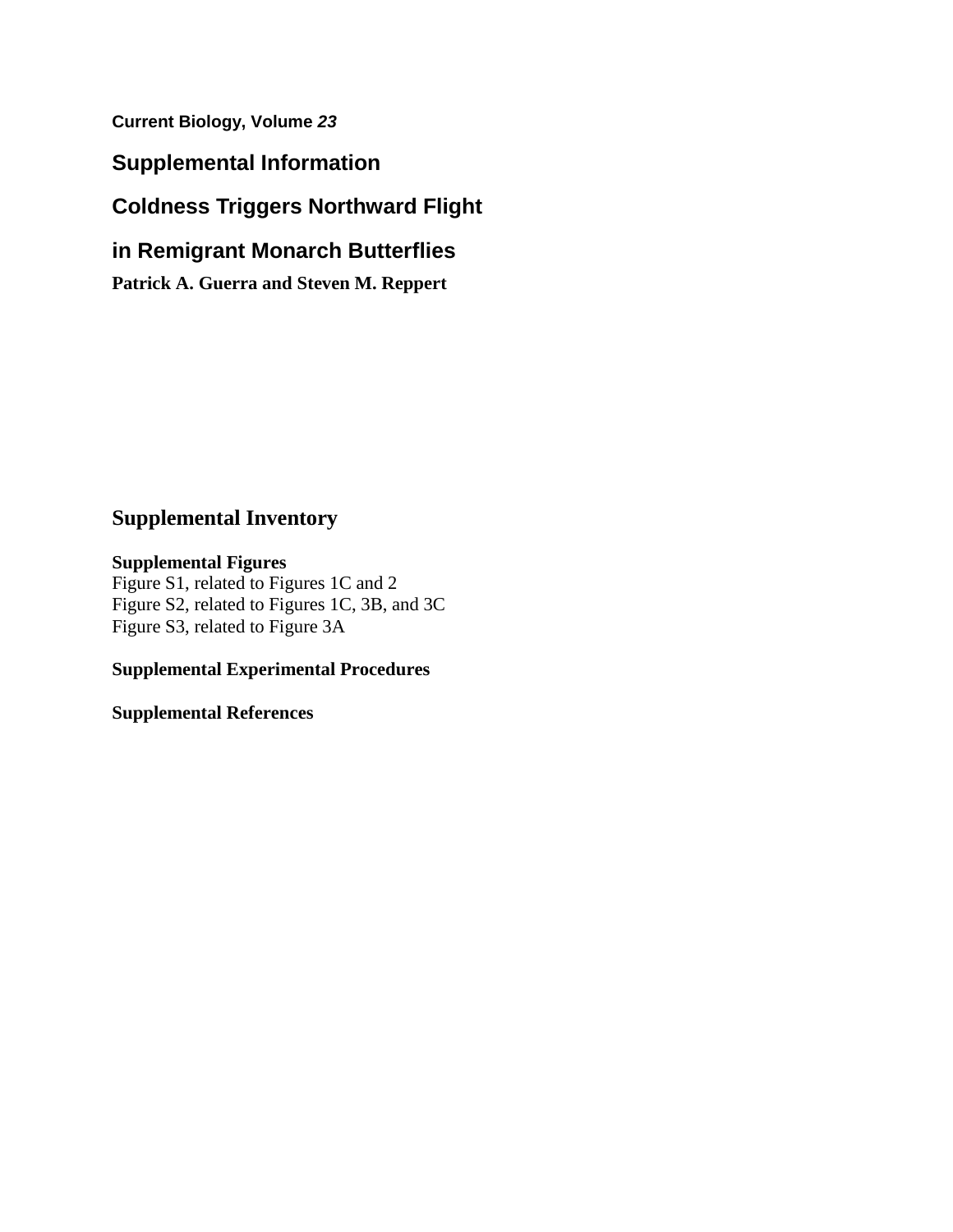**Current Biology, Volume *23***

# Supplemental Information

# Coldness Triggers Northward Flight in Remigrant Monarch Butterflies

**Patrick A. Guerra and Steven M. Reppert**

## Supplemental Inventory

**Supplemental Figures**
Figure S1, related to Figures 1C and 2
Figure S2, related to Figures 1C, 3B, and 3C
Figure S3, related to Figure 3A

**Supplemental Experimental Procedures**

**Supplemental References**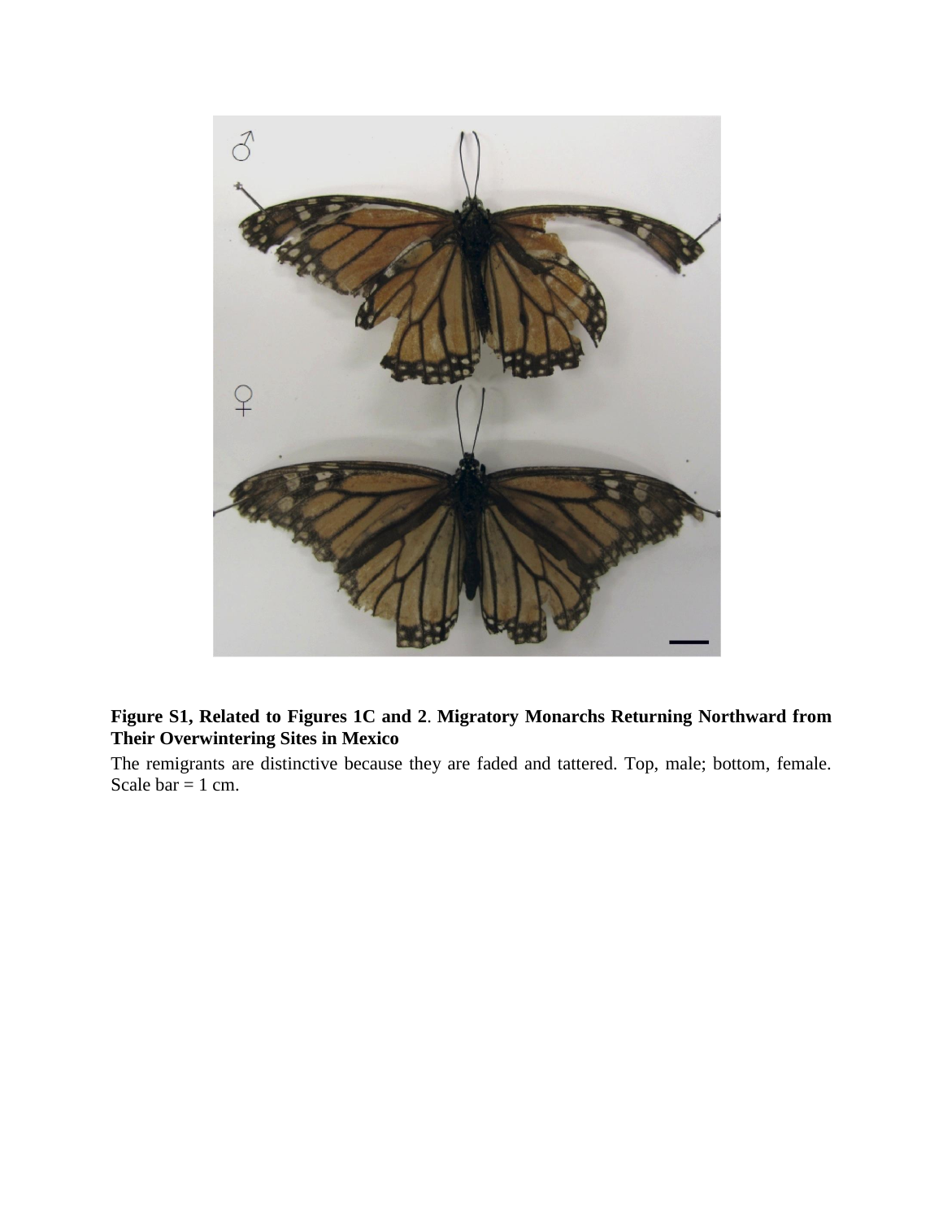**Figure S1, Related to Figures 1C and 2**. **Migratory Monarchs Returning Northward from Their Overwintering Sites in Mexico**

The remigrants are distinctive because they are faded and tattered. Top, male; bottom, female. Scale bar = 1 cm.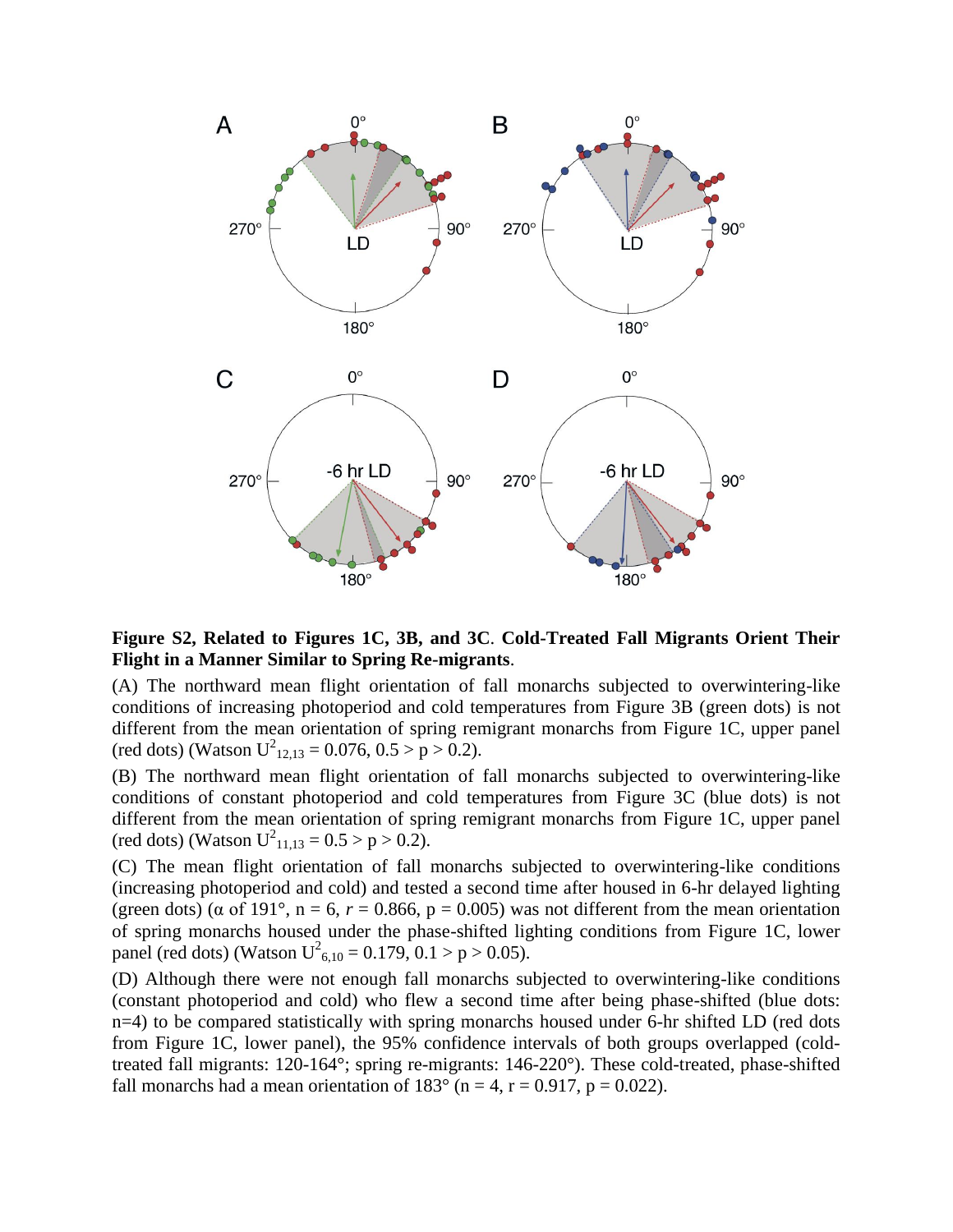**Figure S2, Related to Figures 1C, 3B, and 3C. Cold-Treated Fall Migrants Orient Their Flight in a Manner Similar to Spring Re-migrants.**

(A) The northward mean flight orientation of fall monarchs subjected to overwintering-like conditions of increasing photoperiod and cold temperatures from Figure 3B (green dots) is not different from the mean orientation of spring remigrant monarchs from Figure 1C, upper panel (red dots) (Watson $U^2_{12,13} = 0.076$, $0.5 > p > 0.2$).

(B) The northward mean flight orientation of fall monarchs subjected to overwintering-like conditions of constant photoperiod and cold temperatures from Figure 3C (blue dots) is not different from the mean orientation of spring remigrant monarchs from Figure 1C, upper panel (red dots) (Watson $U^2_{11,13} = 0.5 > p > 0.2$).

(C) The mean flight orientation of fall monarchs subjected to overwintering-like conditions (increasing photoperiod and cold) and tested a second time after housed in 6-hr delayed lighting (green dots) ($\alpha$ of 191°, n = 6, $r = 0.866$, $p = 0.005$) was not different from the mean orientation of spring monarchs housed under the phase-shifted lighting conditions from Figure 1C, lower panel (red dots) (Watson $U^2_{6,10} = 0.179$, $0.1 > p > 0.05$).

(D) Although there were not enough fall monarchs subjected to overwintering-like conditions (constant photoperiod and cold) who flew a second time after being phase-shifted (blue dots: n=4) to be compared statistically with spring monarchs housed under 6-hr shifted LD (red dots from Figure 1C, lower panel), the 95% confidence intervals of both groups overlapped (cold-treated fall migrants: 120-164°; spring re-migrants: 146-220°). These cold-treated, phase-shifted fall monarchs had a mean orientation of 183° (n = 4, r = 0.917, p = 0.022).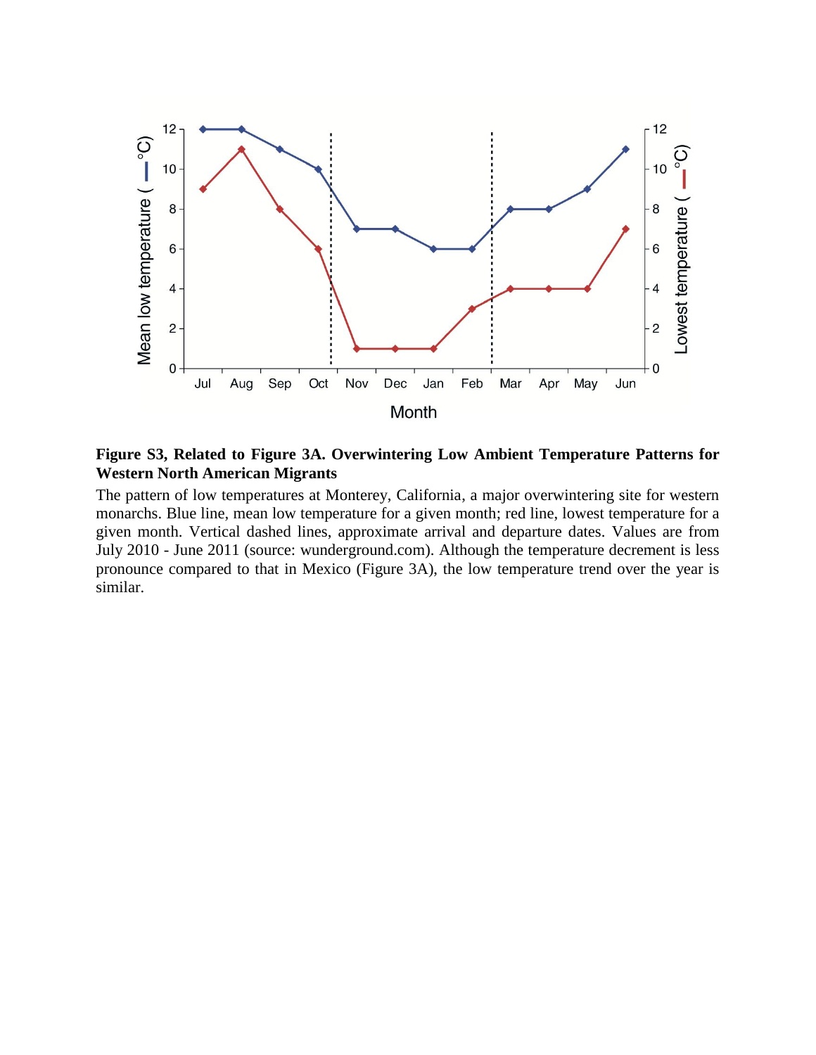**Figure S3, Related to Figure 3A. Overwintering Low Ambient Temperature Patterns for Western North American Migrants**

The pattern of low temperatures at Monterey, California, a major overwintering site for western monarchs. Blue line, mean low temperature for a given month; red line, lowest temperature for a given month. Vertical dashed lines, approximate arrival and departure dates. Values are from July 2010 - June 2011 (source: wunderground.com). Although the temperature decrement is less pronounce compared to that in Mexico (Figure 3A), the low temperature trend over the year is similar.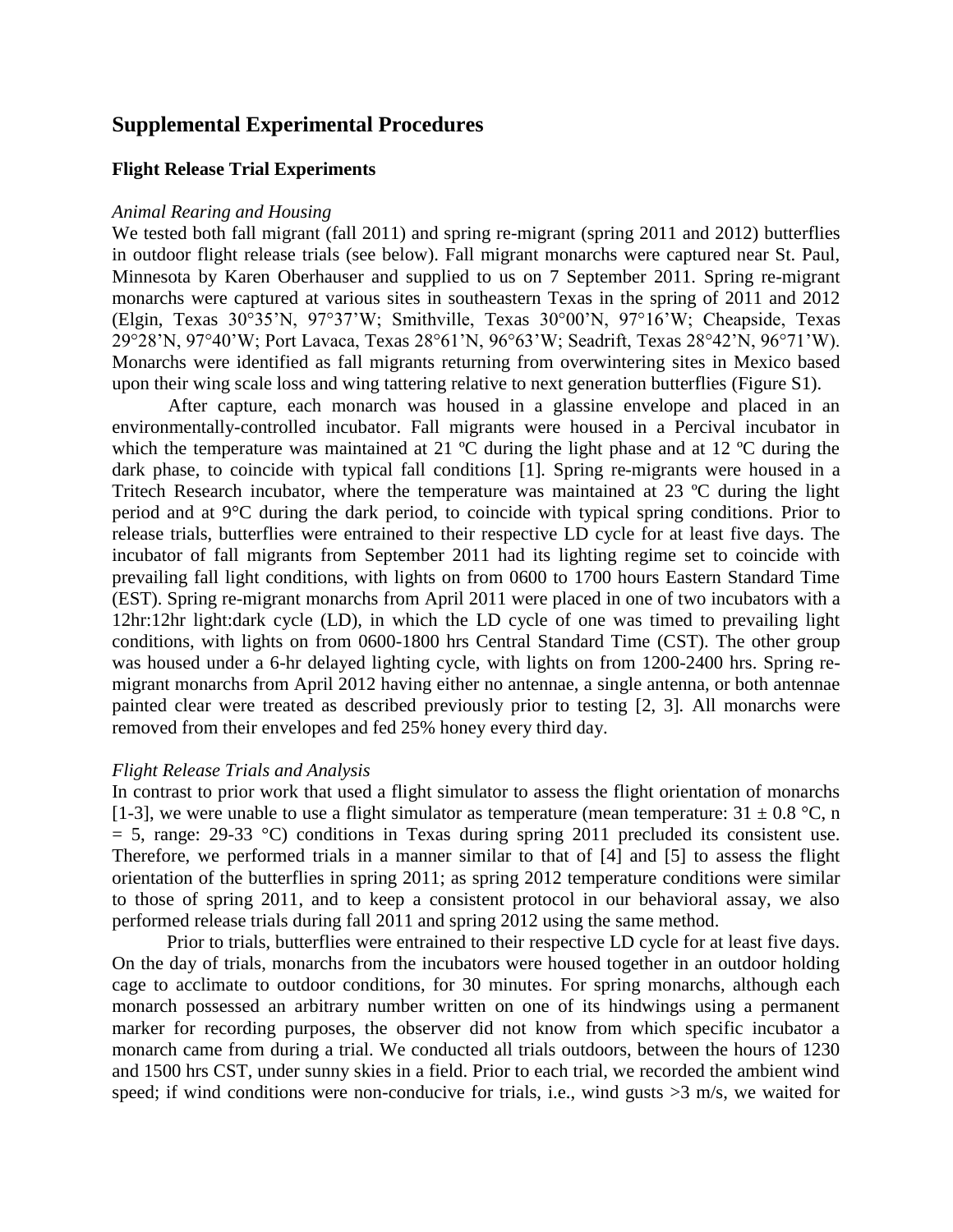## Supplemental Experimental Procedures

### Flight Release Trial Experiments

*Animal Rearing and Housing*

We tested both fall migrant (fall 2011) and spring re-migrant (spring 2011 and 2012) butterflies in outdoor flight release trials (see below). Fall migrant monarchs were captured near St. Paul, Minnesota by Karen Oberhauser and supplied to us on 7 September 2011. Spring re-migrant monarchs were captured at various sites in southeastern Texas in the spring of 2011 and 2012 (Elgin, Texas 30°35'N, 97°37'W; Smithville, Texas 30°00'N, 97°16'W; Cheapside, Texas 29°28'N, 97°40'W; Port Lavaca, Texas 28°61'N, 96°63'W; Seadrift, Texas 28°42'N, 96°71'W). Monarchs were identified as fall migrants returning from overwintering sites in Mexico based upon their wing scale loss and wing tattering relative to next generation butterflies (Figure S1).

After capture, each monarch was housed in a glassine envelope and placed in an environmentally-controlled incubator. Fall migrants were housed in a Percival incubator in which the temperature was maintained at 21 ºC during the light phase and at 12 ºC during the dark phase, to coincide with typical fall conditions [1]. Spring re-migrants were housed in a Tritech Research incubator, where the temperature was maintained at 23 ºC during the light period and at 9°C during the dark period, to coincide with typical spring conditions. Prior to release trials, butterflies were entrained to their respective LD cycle for at least five days. The incubator of fall migrants from September 2011 had its lighting regime set to coincide with prevailing fall light conditions, with lights on from 0600 to 1700 hours Eastern Standard Time (EST). Spring re-migrant monarchs from April 2011 were placed in one of two incubators with a 12hr:12hr light:dark cycle (LD), in which the LD cycle of one was timed to prevailing light conditions, with lights on from 0600-1800 hrs Central Standard Time (CST). The other group was housed under a 6-hr delayed lighting cycle, with lights on from 1200-2400 hrs. Spring re-migrant monarchs from April 2012 having either no antennae, a single antenna, or both antennae painted clear were treated as described previously prior to testing [2, 3]. All monarchs were removed from their envelopes and fed 25% honey every third day.

*Flight Release Trials and Analysis*

In contrast to prior work that used a flight simulator to assess the flight orientation of monarchs [1-3], we were unable to use a flight simulator as temperature (mean temperature: $31 \pm 0.8$ °C, $n = 5$, range: 29-33 °C) conditions in Texas during spring 2011 precluded its consistent use. Therefore, we performed trials in a manner similar to that of [4] and [5] to assess the flight orientation of the butterflies in spring 2011; as spring 2012 temperature conditions were similar to those of spring 2011, and to keep a consistent protocol in our behavioral assay, we also performed release trials during fall 2011 and spring 2012 using the same method.

Prior to trials, butterflies were entrained to their respective LD cycle for at least five days. On the day of trials, monarchs from the incubators were housed together in an outdoor holding cage to acclimate to outdoor conditions, for 30 minutes. For spring monarchs, although each monarch possessed an arbitrary number written on one of its hindwings using a permanent marker for recording purposes, the observer did not know from which specific incubator a monarch came from during a trial. We conducted all trials outdoors, between the hours of 1230 and 1500 hrs CST, under sunny skies in a field. Prior to each trial, we recorded the ambient wind speed; if wind conditions were non-conducive for trials, i.e., wind gusts >3 m/s, we waited for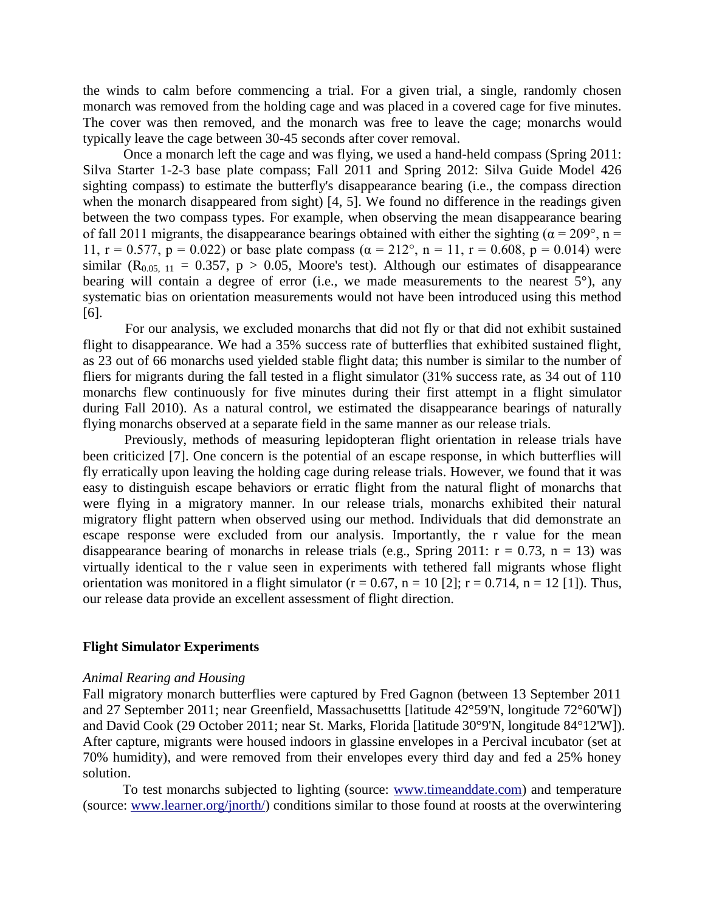the winds to calm before commencing a trial. For a given trial, a single, randomly chosen monarch was removed from the holding cage and was placed in a covered cage for five minutes. The cover was then removed, and the monarch was free to leave the cage; monarchs would typically leave the cage between 30-45 seconds after cover removal.

Once a monarch left the cage and was flying, we used a hand-held compass (Spring 2011: Silva Starter 1-2-3 base plate compass; Fall 2011 and Spring 2012: Silva Guide Model 426 sighting compass) to estimate the butterfly's disappearance bearing (i.e., the compass direction when the monarch disappeared from sight) [4, 5]. We found no difference in the readings given between the two compass types. For example, when observing the mean disappearance bearing of fall 2011 migrants, the disappearance bearings obtained with either the sighting ($\alpha = 209°$, $n = 11$, $r = 0.577$, $p = 0.022$) or base plate compass ($\alpha = 212°$, $n = 11$, $r = 0.608$, $p = 0.014$) were similar ($R_{0.05,\ 11} = 0.357$, $p > 0.05$, Moore's test). Although our estimates of disappearance bearing will contain a degree of error (i.e., we made measurements to the nearest 5°), any systematic bias on orientation measurements would not have been introduced using this method [6].

For our analysis, we excluded monarchs that did not fly or that did not exhibit sustained flight to disappearance. We had a 35% success rate of butterflies that exhibited sustained flight, as 23 out of 66 monarchs used yielded stable flight data; this number is similar to the number of fliers for migrants during the fall tested in a flight simulator (31% success rate, as 34 out of 110 monarchs flew continuously for five minutes during their first attempt in a flight simulator during Fall 2010). As a natural control, we estimated the disappearance bearings of naturally flying monarchs observed at a separate field in the same manner as our release trials.

Previously, methods of measuring lepidopteran flight orientation in release trials have been criticized [7]. One concern is the potential of an escape response, in which butterflies will fly erratically upon leaving the holding cage during release trials. However, we found that it was easy to distinguish escape behaviors or erratic flight from the natural flight of monarchs that were flying in a migratory manner. In our release trials, monarchs exhibited their natural migratory flight pattern when observed using our method. Individuals that did demonstrate an escape response were excluded from our analysis. Importantly, the r value for the mean disappearance bearing of monarchs in release trials (e.g., Spring 2011: $r = 0.73$, $n = 13$) was virtually identical to the r value seen in experiments with tethered fall migrants whose flight orientation was monitored in a flight simulator ($r = 0.67$, $n = 10$ [2]; $r = 0.714$, $n = 12$ [1]). Thus, our release data provide an excellent assessment of flight direction.

## Flight Simulator Experiments

*Animal Rearing and Housing*

Fall migratory monarch butterflies were captured by Fred Gagnon (between 13 September 2011 and 27 September 2011; near Greenfield, Massachusettts [latitude 42°59'N, longitude 72°60'W]) and David Cook (29 October 2011; near St. Marks, Florida [latitude 30°9'N, longitude 84°12'W]). After capture, migrants were housed indoors in glassine envelopes in a Percival incubator (set at 70% humidity), and were removed from their envelopes every third day and fed a 25% honey solution.

To test monarchs subjected to lighting (source: www.timeanddate.com) and temperature (source: www.learner.org/jnorth/) conditions similar to those found at roosts at the overwintering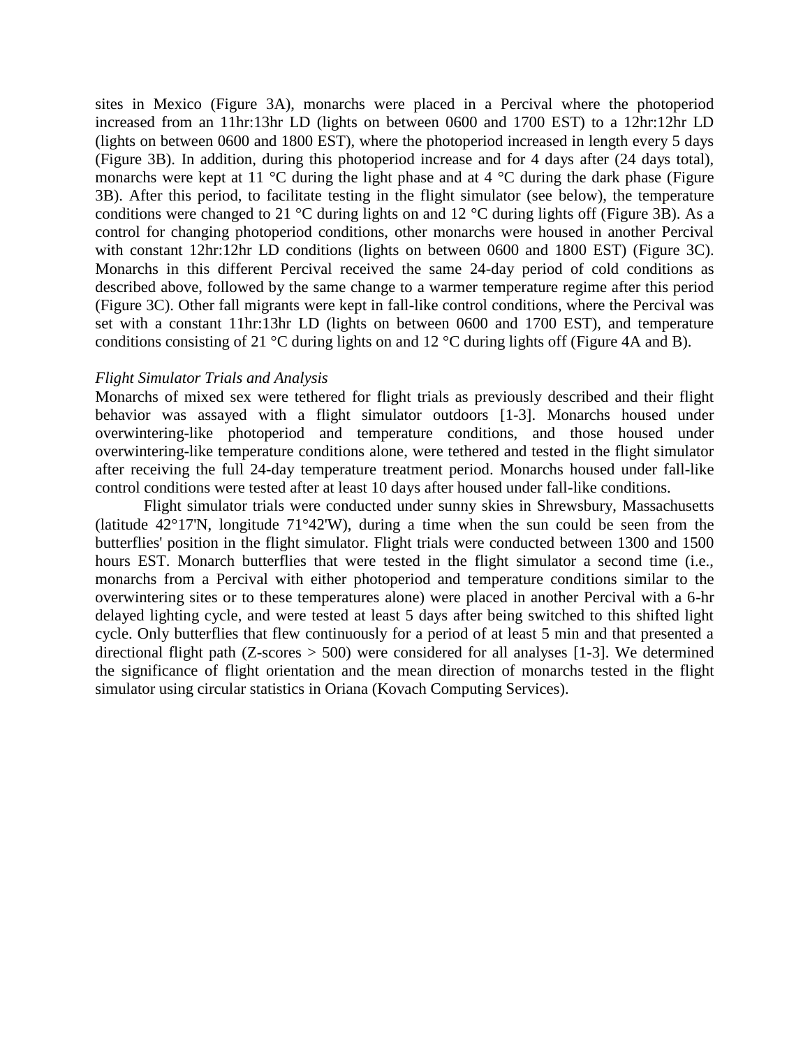sites in Mexico (Figure 3A), monarchs were placed in a Percival where the photoperiod increased from an 11hr:13hr LD (lights on between 0600 and 1700 EST) to a 12hr:12hr LD (lights on between 0600 and 1800 EST), where the photoperiod increased in length every 5 days (Figure 3B). In addition, during this photoperiod increase and for 4 days after (24 days total), monarchs were kept at 11 °C during the light phase and at 4 °C during the dark phase (Figure 3B). After this period, to facilitate testing in the flight simulator (see below), the temperature conditions were changed to 21 °C during lights on and 12 °C during lights off (Figure 3B). As a control for changing photoperiod conditions, other monarchs were housed in another Percival with constant 12hr:12hr LD conditions (lights on between 0600 and 1800 EST) (Figure 3C). Monarchs in this different Percival received the same 24-day period of cold conditions as described above, followed by the same change to a warmer temperature regime after this period (Figure 3C). Other fall migrants were kept in fall-like control conditions, where the Percival was set with a constant 11hr:13hr LD (lights on between 0600 and 1700 EST), and temperature conditions consisting of 21 °C during lights on and 12 °C during lights off (Figure 4A and B).

*Flight Simulator Trials and Analysis*

Monarchs of mixed sex were tethered for flight trials as previously described and their flight behavior was assayed with a flight simulator outdoors [1-3]. Monarchs housed under overwintering-like photoperiod and temperature conditions, and those housed under overwintering-like temperature conditions alone, were tethered and tested in the flight simulator after receiving the full 24-day temperature treatment period. Monarchs housed under fall-like control conditions were tested after at least 10 days after housed under fall-like conditions.

Flight simulator trials were conducted under sunny skies in Shrewsbury, Massachusetts (latitude 42°17'N, longitude 71°42'W), during a time when the sun could be seen from the butterflies' position in the flight simulator. Flight trials were conducted between 1300 and 1500 hours EST. Monarch butterflies that were tested in the flight simulator a second time (i.e., monarchs from a Percival with either photoperiod and temperature conditions similar to the overwintering sites or to these temperatures alone) were placed in another Percival with a 6-hr delayed lighting cycle, and were tested at least 5 days after being switched to this shifted light cycle. Only butterflies that flew continuously for a period of at least 5 min and that presented a directional flight path (Z-scores > 500) were considered for all analyses [1-3]. We determined the significance of flight orientation and the mean direction of monarchs tested in the flight simulator using circular statistics in Oriana (Kovach Computing Services).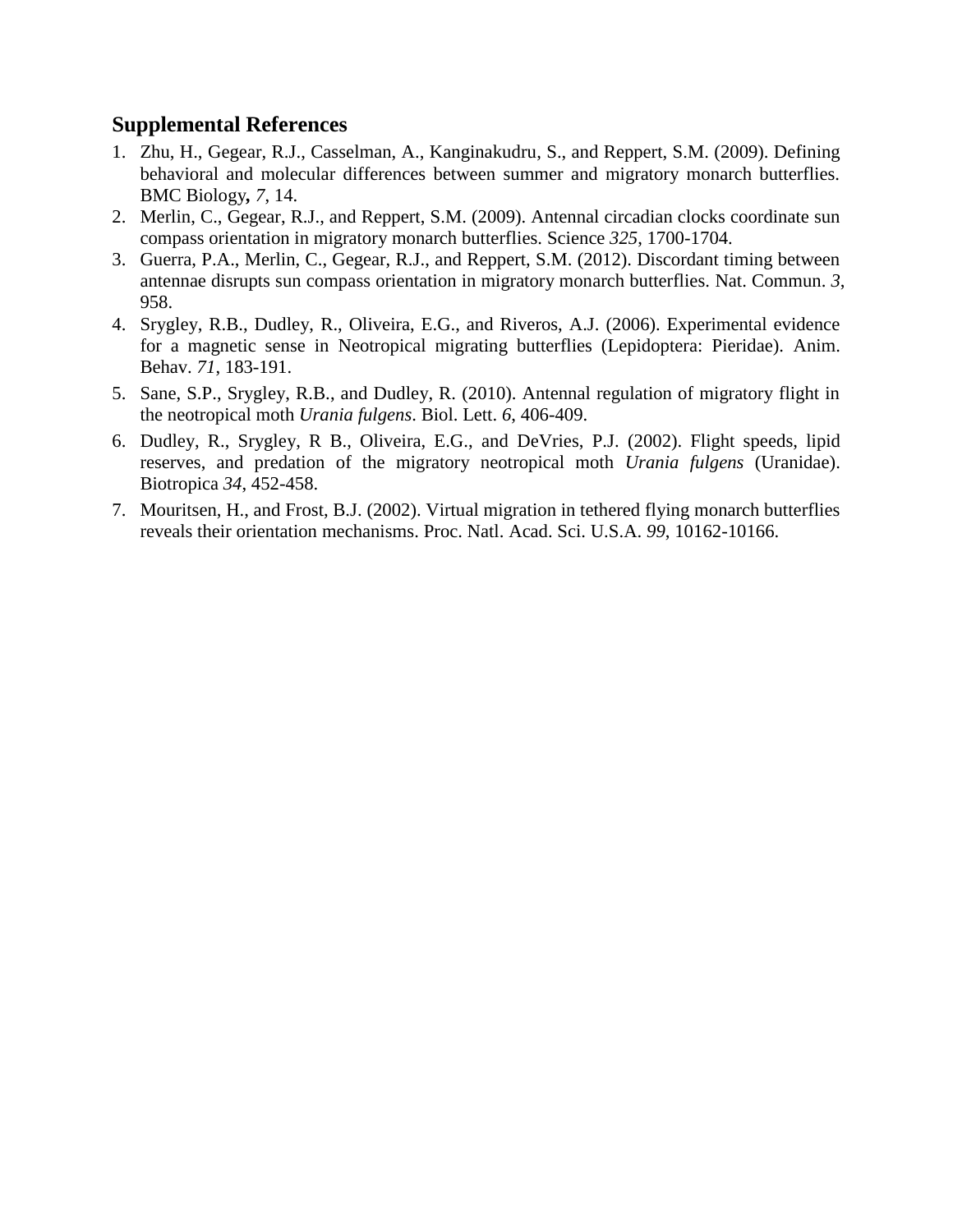## Supplemental References

1. Zhu, H., Gegear, R.J., Casselman, A., Kanginakudru, S., and Reppert, S.M. (2009). Defining behavioral and molecular differences between summer and migratory monarch butterflies. BMC Biology**,** *7*, 14.
2. Merlin, C., Gegear, R.J., and Reppert, S.M. (2009). Antennal circadian clocks coordinate sun compass orientation in migratory monarch butterflies. Science *325*, 1700-1704.
3. Guerra, P.A., Merlin, C., Gegear, R.J., and Reppert, S.M. (2012). Discordant timing between antennae disrupts sun compass orientation in migratory monarch butterflies. Nat. Commun. *3*, 958.
4. Srygley, R.B., Dudley, R., Oliveira, E.G., and Riveros, A.J. (2006). Experimental evidence for a magnetic sense in Neotropical migrating butterflies (Lepidoptera: Pieridae). Anim. Behav. *71*, 183-191.
5. Sane, S.P., Srygley, R.B., and Dudley, R. (2010). Antennal regulation of migratory flight in the neotropical moth *Urania fulgens*. Biol. Lett. *6*, 406-409.
6. Dudley, R., Srygley, R B., Oliveira, E.G., and DeVries, P.J. (2002). Flight speeds, lipid reserves, and predation of the migratory neotropical moth *Urania fulgens* (Uranidae). Biotropica *34*, 452-458.
7. Mouritsen, H., and Frost, B.J. (2002). Virtual migration in tethered flying monarch butterflies reveals their orientation mechanisms. Proc. Natl. Acad. Sci. U.S.A. *99*, 10162-10166.